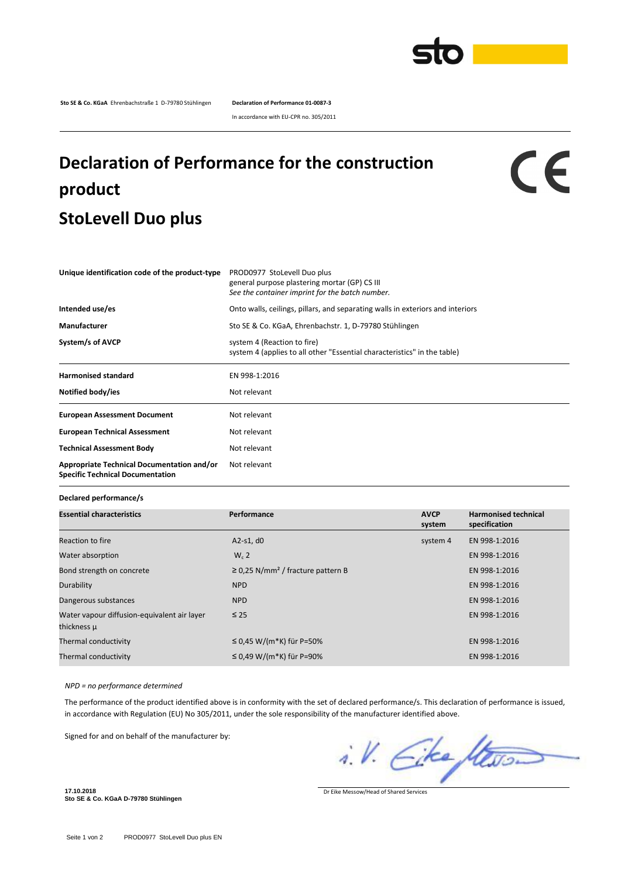**Sto SE & Co. KGaA** Ehrenbachstraße 1 D-79780 Stühlingen **Declaration of Performance 01-0087-3**

In accordance with EU-CPR no. 305/2011

# Declaration of Performance for the construction product

# StoLevell Duo plus

CE

| | |
|---|---|
| **Unique identification code of the product-type** | PROD0977 StoLevell Duo plus<br>general purpose plastering mortar (GP) CS III<br>*See the container imprint for the batch number.* |
| **Intended use/es** | Onto walls, ceilings, pillars, and separating walls in exteriors and interiors |
| **Manufacturer** | Sto SE & Co. KGaA, Ehrenbachstr. 1, D-79780 Stühlingen |
| **System/s of AVCP** | system 4 (Reaction to fire)<br>system 4 (applies to all other "Essential characteristics" in the table) |
| **Harmonised standard** | EN 998-1:2016 |
| **Notified body/ies** | Not relevant |
| **European Assessment Document** | Not relevant |
| **European Technical Assessment** | Not relevant |
| **Technical Assessment Body** | Not relevant |
| **Appropriate Technical Documentation and/or Specific Technical Documentation** | Not relevant |

**Declared performance/s**

| **Essential characteristics** | **Performance** | **AVCP system** | **Harmonised technical specification** |
|---|---|---|---|
| Reaction to fire | A2-s1, d0 | system 4 | EN 998-1:2016 |
| Water absorption | $W_c$ 2 | | EN 998-1:2016 |
| Bond strength on concrete | ≥ 0,25 N/mm² / fracture pattern B | | EN 998-1:2016 |
| Durability | NPD | | EN 998-1:2016 |
| Dangerous substances | NPD | | EN 998-1:2016 |
| Water vapour diffusion-equivalent air layer thickness µ | ≤ 25 | | EN 998-1:2016 |
| Thermal conductivity | ≤ 0,45 W/(m*K) für P=50% | | EN 998-1:2016 |
| Thermal conductivity | ≤ 0,49 W/(m*K) für P=90% | | EN 998-1:2016 |

*NPD = no performance determined*

The performance of the product identified above is in conformity with the set of declared performance/s. This declaration of performance is issued, in accordance with Regulation (EU) No 305/2011, under the sole responsibility of the manufacturer identified above.

Signed for and on behalf of the manufacturer by:

i. V. Eike Messow

**17.10.2018**
**Sto SE & Co. KGaA D-79780 Stühlingen**

Dr Eike Messow/Head of Shared Services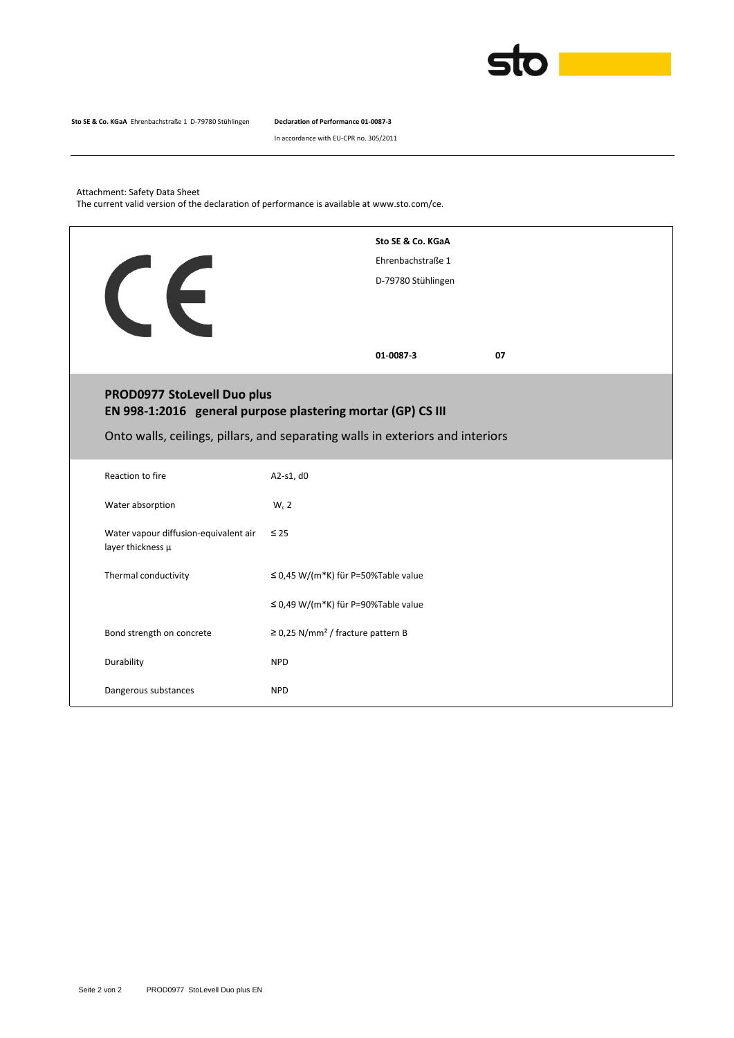**Sto SE & Co. KGaA** Ehrenbachstraße 1 D-79780 Stühlingen **Declaration of Performance 01-0087-3**

In accordance with EU-CPR no. 305/2011

Attachment: Safety Data Sheet
The current valid version of the declaration of performance is available at www.sto.com/ce.

CE

**Sto SE & Co. KGaA**
Ehrenbachstraße 1
D-79780 Stühlingen

**01-0087-3** **07**

## PROD0977 StoLevell Duo plus
## EN 998-1:2016 general purpose plastering mortar (GP) CS III

Onto walls, ceilings, pillars, and separating walls in exteriors and interiors

| | |
|---|---|
| Reaction to fire | A2-s1, d0 |
| Water absorption | $W_c$ 2 |
| Water vapour diffusion-equivalent air layer thickness µ | ≤ 25 |
| Thermal conductivity | ≤ 0,45 W/(m*K) für P=50%Table value |
| | ≤ 0,49 W/(m*K) für P=90%Table value |
| Bond strength on concrete | ≥ 0,25 N/mm² / fracture pattern B |
| Durability | NPD |
| Dangerous substances | NPD |